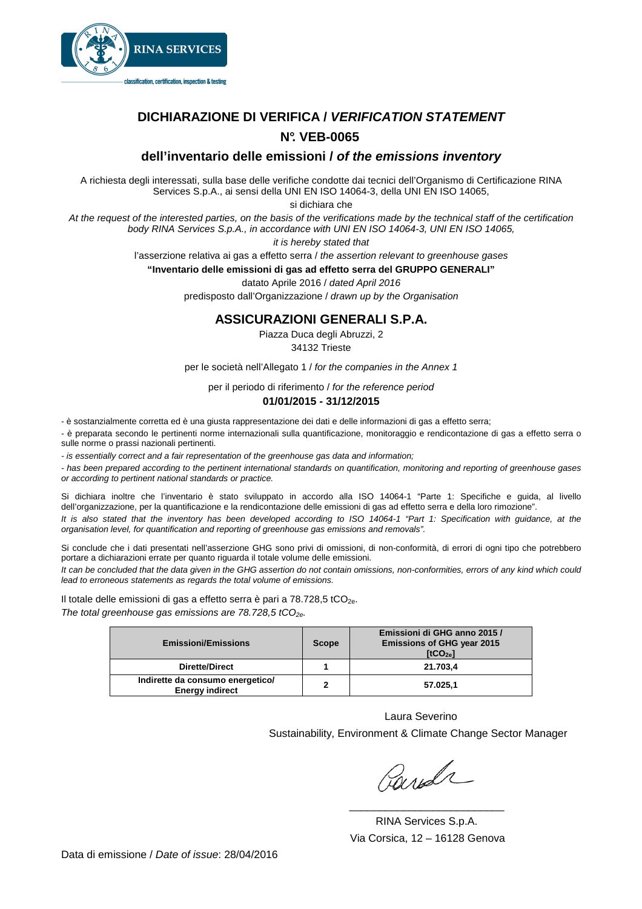RINA SERVICES

classification, certification, inspection & testing

# DICHIARAZIONE DI VERIFICA / *VERIFICATION STATEMENT*

## N°. VEB-0065

## dell'inventario delle emissioni / *of the emissions inventory*

A richiesta degli interessati, sulla base delle verifiche condotte dai tecnici dell'Organismo di Certificazione RINA Services S.p.A., ai sensi della UNI EN ISO 14064-3, della UNI EN ISO 14065,

si dichiara che

*At the request of the interested parties, on the basis of the verifications made by the technical staff of the certification body RINA Services S.p.A., in accordance with UNI EN ISO 14064-3, UNI EN ISO 14065,*

*it is hereby stated that*

l'asserzione relativa ai gas a effetto serra / *the assertion relevant to greenhouse gases*

**"Inventario delle emissioni di gas ad effetto serra del GRUPPO GENERALI"**

datato Aprile 2016 / *dated April 2016*

predisposto dall'Organizzazione / *drawn up by the Organisation*

## ASSICURAZIONI GENERALI S.P.A.

Piazza Duca degli Abruzzi, 2

34132 Trieste

per le società nell'Allegato 1 / *for the companies in the Annex 1*

per il periodo di riferimento / *for the reference period*

**01/01/2015 - 31/12/2015**

- è sostanzialmente corretta ed è una giusta rappresentazione dei dati e delle informazioni di gas a effetto serra;
- è preparata secondo le pertinenti norme internazionali sulla quantificazione, monitoraggio e rendicontazione di gas a effetto serra o sulle norme o prassi nazionali pertinenti.

- *is essentially correct and a fair representation of the greenhouse gas data and information;*
- *has been prepared according to the pertinent international standards on quantification, monitoring and reporting of greenhouse gases or according to pertinent national standards or practice.*

Si dichiara inoltre che l'inventario è stato sviluppato in accordo alla ISO 14064-1 "Parte 1: Specifiche e guida, al livello dell'organizzazione, per la quantificazione e la rendicontazione delle emissioni di gas ad effetto serra e della loro rimozione".

*It is also stated that the inventory has been developed according to ISO 14064-1 "Part 1: Specification with guidance, at the organisation level, for quantification and reporting of greenhouse gas emissions and removals".*

Si conclude che i dati presentati nell'asserzione GHG sono privi di omissioni, di non-conformità, di errori di ogni tipo che potrebbero portare a dichiarazioni errate per quanto riguarda il totale volume delle emissioni.

*It can be concluded that the data given in the GHG assertion do not contain omissions, non-conformities, errors of any kind which could lead to erroneous statements as regards the total volume of emissions.*

Il totale delle emissioni di gas a effetto serra è pari a 78.728,5 $tCO_{2e}$.

*The total greenhouse gas emissions are 78.728,5* $tCO_{2e}$.

| Emissioni/Emissions | Scope | Emissioni di GHG anno 2015 / Emissions of GHG year 2015 [$tCO_{2e}$] |
|---|---|---|
| Dirette/Direct | 1 | 21.703,4 |
| Indirette da consumo energetico/ Energy indirect | 2 | 57.025,1 |

Laura Severino

Sustainability, Environment & Climate Change Sector Manager

RINA Services S.p.A.

Via Corsica, 12 – 16128 Genova

Data di emissione / *Date of issue*: 28/04/2016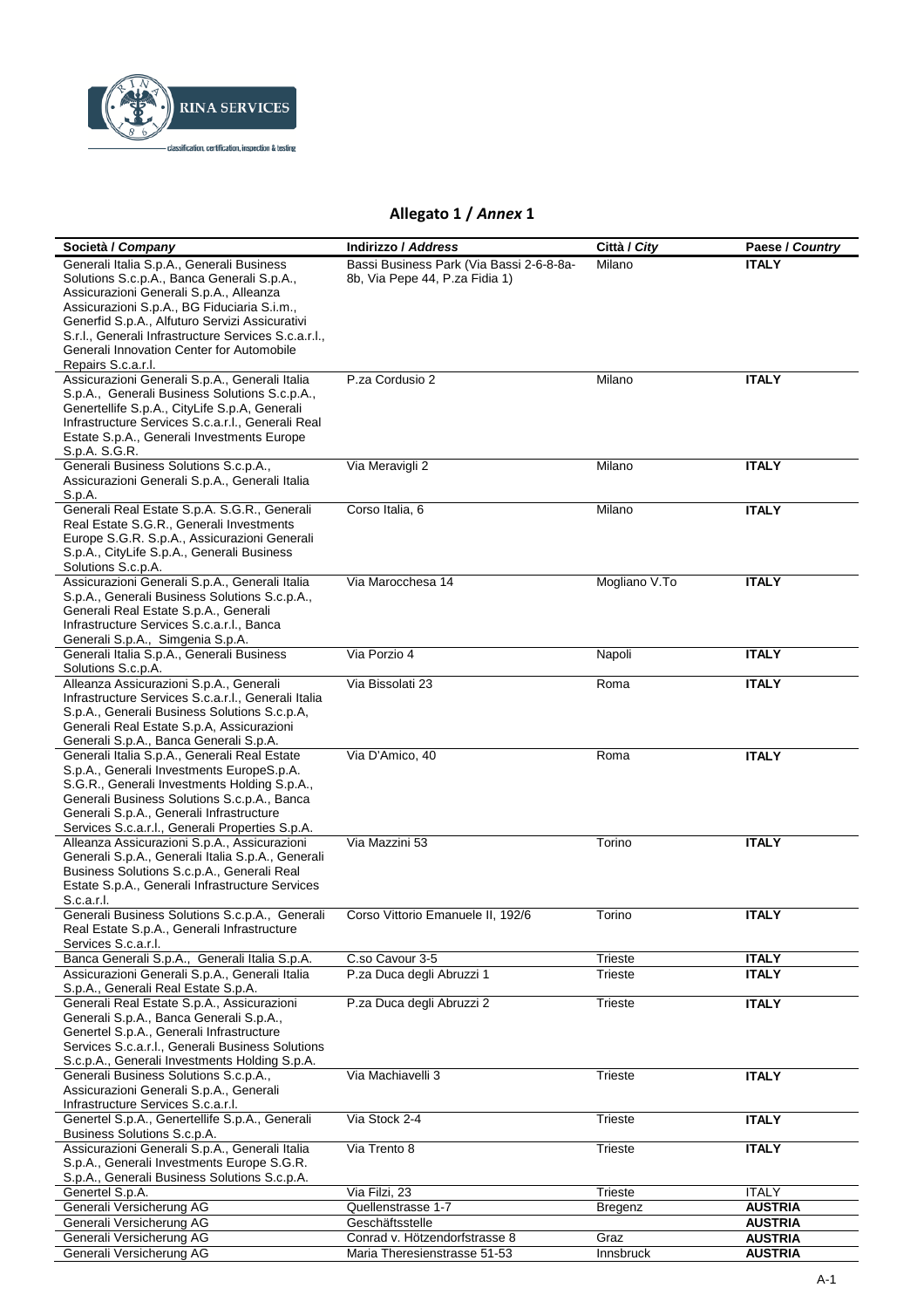# Allegato 1 / *Annex* 1

| Società / *Company* | Indirizzo / *Address* | Città / *City* | Paese / *Country* |
|---|---|---|---|
| Generali Italia S.p.A., Generali Business Solutions S.c.p.A., Banca Generali S.p.A., Assicurazioni Generali S.p.A., Alleanza Assicurazioni S.p.A., BG Fiduciaria S.i.m., Generfid S.p.A., Alfuturo Servizi Assicurativi S.r.l., Generali Infrastructure Services S.c.a.r.l., Generali Innovation Center for Automobile Repairs S.c.a.r.l. | Bassi Business Park (Via Bassi 2-6-8-8a-8b, Via Pepe 44, P.za Fidia 1) | Milano | **ITALY** |
| Assicurazioni Generali S.p.A., Generali Italia S.p.A., Generali Business Solutions S.c.p.A., Genertellife S.p.A., CityLife S.p.A, Generali Infrastructure Services S.c.a.r.l., Generali Real Estate S.p.A., Generali Investments Europe S.p.A. S.G.R. | P.za Cordusio 2 | Milano | **ITALY** |
| Generali Business Solutions S.c.p.A., Assicurazioni Generali S.p.A., Generali Italia S.p.A. | Via Meravigli 2 | Milano | **ITALY** |
| Generali Real Estate S.p.A. S.G.R., Generali Real Estate S.G.R., Generali Investments Europe S.G.R. S.p.A., Assicurazioni Generali S.p.A., CityLife S.p.A., Generali Business Solutions S.c.p.A. | Corso Italia, 6 | Milano | **ITALY** |
| Assicurazioni Generali S.p.A., Generali Italia S.p.A., Generali Business Solutions S.c.p.A., Generali Real Estate S.p.A., Generali Infrastructure Services S.c.a.r.l., Banca Generali S.p.A., Simgenia S.p.A. | Via Marocchesa 14 | Mogliano V.To | **ITALY** |
| Generali Italia S.p.A., Generali Business Solutions S.c.p.A. | Via Porzio 4 | Napoli | **ITALY** |
| Alleanza Assicurazioni S.p.A., Generali Infrastructure Services S.c.a.r.l., Generali Italia S.p.A., Generali Business Solutions S.c.p.A, Generali Real Estate S.p.A, Assicurazioni Generali S.p.A., Banca Generali S.p.A. | Via Bissolati 23 | Roma | **ITALY** |
| Generali Italia S.p.A., Generali Real Estate S.p.A., Generali Investments EuropeS.p.A. S.G.R., Generali Investments Holding S.p.A., Generali Business Solutions S.c.p.A., Banca Generali S.p.A., Generali Infrastructure Services S.c.a.r.l., Generali Properties S.p.A. | Via D'Amico, 40 | Roma | **ITALY** |
| Alleanza Assicurazioni S.p.A., Assicurazioni Generali S.p.A., Generali Italia S.p.A., Generali Business Solutions S.c.p.A., Generali Real Estate S.p.A., Generali Infrastructure Services S.c.a.r.l. | Via Mazzini 53 | Torino | **ITALY** |
| Generali Business Solutions S.c.p.A., Generali Real Estate S.p.A., Generali Infrastructure Services S.c.a.r.l. | Corso Vittorio Emanuele II, 192/6 | Torino | **ITALY** |
| Banca Generali S.p.A., Generali Italia S.p.A. | C.so Cavour 3-5 | Trieste | **ITALY** |
| Assicurazioni Generali S.p.A., Generali Italia S.p.A., Generali Real Estate S.p.A. | P.za Duca degli Abruzzi 1 | Trieste | **ITALY** |
| Generali Real Estate S.p.A., Assicurazioni Generali S.p.A., Banca Generali S.p.A., Genertel S.p.A., Generali Infrastructure Services S.c.a.r.l., Generali Business Solutions S.c.p.A., Generali Investments Holding S.p.A. | P.za Duca degli Abruzzi 2 | Trieste | **ITALY** |
| Generali Business Solutions S.c.p.A., Assicurazioni Generali S.p.A., Generali Infrastructure Services S.c.a.r.l. | Via Machiavelli 3 | Trieste | **ITALY** |
| Genertel S.p.A., Genertellife S.p.A., Generali Business Solutions S.c.p.A. | Via Stock 2-4 | Trieste | **ITALY** |
| Assicurazioni Generali S.p.A., Generali Italia S.p.A., Generali Investments Europe S.G.R. S.p.A., Generali Business Solutions S.c.p.A. | Via Trento 8 | Trieste | **ITALY** |
| Genertel S.p.A. | Via Filzi, 23 | Trieste | ITALY |
| Generali Versicherung AG | Quellenstrasse 1-7 | Bregenz | **AUSTRIA** |
| Generali Versicherung AG | Geschäftsstelle | | **AUSTRIA** |
| Generali Versicherung AG | Conrad v. Hötzendorfstrasse 8 | Graz | **AUSTRIA** |
| Generali Versicherung AG | Maria Theresienstrasse 51-53 | Innsbruck | **AUSTRIA** |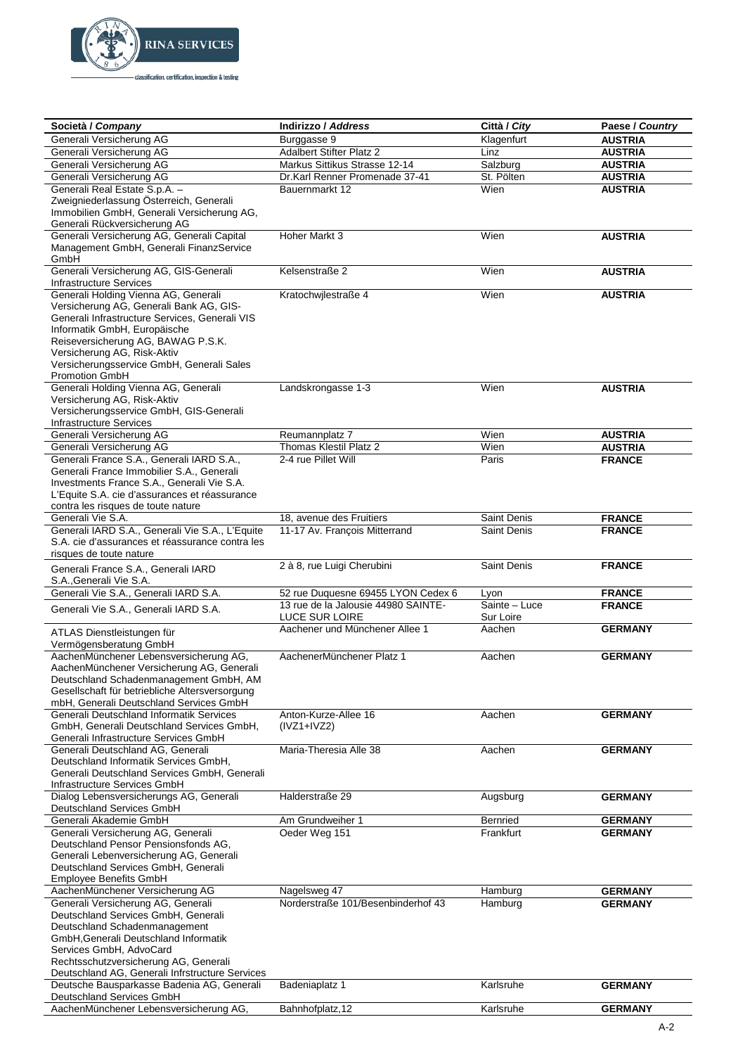| Società / *Company* | Indirizzo / *Address* | Città / *City* | Paese / *Country* |
|---|---|---|---|
| Generali Versicherung AG | Burggasse 9 | Klagenfurt | **AUSTRIA** |
| Generali Versicherung AG | Adalbert Stifter Platz 2 | Linz | **AUSTRIA** |
| Generali Versicherung AG | Markus Sittikus Strasse 12-14 | Salzburg | **AUSTRIA** |
| Generali Versicherung AG | Dr.Karl Renner Promenade 37-41 | St. Pölten | **AUSTRIA** |
| Generali Real Estate S.p.A. – Zweigniederlassung Österreich, Generali Immobilien GmbH, Generali Versicherung AG, Generali Rückversicherung AG | Bauernmarkt 12 | Wien | **AUSTRIA** |
| Generali Versicherung AG, Generali Capital Management GmbH, Generali FinanzService GmbH | Hoher Markt 3 | Wien | **AUSTRIA** |
| Generali Versicherung AG, GIS-Generali Infrastructure Services | Kelsenstraße 2 | Wien | **AUSTRIA** |
| Generali Holding Vienna AG, Generali Versicherung AG, Generali Bank AG, GIS-Generali Infrastructure Services, Generali VIS Informatik GmbH, Europäische Reiseversicherung AG, BAWAG P.S.K. Versicherung AG, Risk-Aktiv Versicherungsservice GmbH, Generali Sales Promotion GmbH | Kratochwjlestraße 4 | Wien | **AUSTRIA** |
| Generali Holding Vienna AG, Generali Versicherung AG, Risk-Aktiv Versicherungsservice GmbH, GIS-Generali Infrastructure Services | Landskrongasse 1-3 | Wien | **AUSTRIA** |
| Generali Versicherung AG | Reumannplatz 7 | Wien | **AUSTRIA** |
| Generali Versicherung AG | Thomas Klestil Platz 2 | Wien | **AUSTRIA** |
| Generali France S.A., Generali IARD S.A., Generali France Immobilier S.A., Generali Investments France S.A., Generali Vie S.A. L'Equite S.A. cie d'assurances et réassurance contra les risques de toute nature | 2-4 rue Pillet Will | Paris | **FRANCE** |
| Generali Vie S.A. | 18, avenue des Fruitiers | Saint Denis | **FRANCE** |
| Generali IARD S.A., Generali Vie S.A., L'Equite S.A. cie d'assurances et réassurance contra les risques de toute nature | 11-17 Av. François Mitterrand | Saint Denis | **FRANCE** |
| Generali France S.A., Generali IARD S.A.,Generali Vie S.A. | 2 à 8, rue Luigi Cherubini | Saint Denis | **FRANCE** |
| Generali Vie S.A., Generali IARD S.A. | 52 rue Duquesne 69455 LYON Cedex 6 | Lyon | **FRANCE** |
| Generali Vie S.A., Generali IARD S.A. | 13 rue de la Jalousie 44980 SAINTE-LUCE SUR LOIRE | Sainte – Luce Sur Loire | **FRANCE** |
| ATLAS Dienstleistungen für Vermögensberatung GmbH | Aachener und Münchener Allee 1 | Aachen | **GERMANY** |
| AachenMünchener Lebensversicherung AG, AachenMünchener Versicherung AG, Generali Deutschland Schadenmanagement GmbH, AM Gesellschaft für betriebliche Altersversorgung mbH, Generali Deutschland Services GmbH | AachenerMünchener Platz 1 | Aachen | **GERMANY** |
| Generali Deutschland Informatik Services GmbH, Generali Deutschland Services GmbH, Generali Infrastructure Services GmbH | Anton-Kurze-Allee 16 (IVZ1+IVZ2) | Aachen | **GERMANY** |
| Generali Deutschland AG, Generali Deutschland Informatik Services GmbH, Generali Deutschland Services GmbH, Generali Infrastructure Services GmbH | Maria-Theresia Alle 38 | Aachen | **GERMANY** |
| Dialog Lebensversicherungs AG, Generali Deutschland Services GmbH | Halderstraße 29 | Augsburg | **GERMANY** |
| Generali Akademie GmbH | Am Grundweiher 1 | Bernried | **GERMANY** |
| Generali Versicherung AG, Generali Deutschland Pensor Pensionsfonds AG, Generali Lebenversicherung AG, Generali Deutschland Services GmbH, Generali Employee Benefits GmbH | Oeder Weg 151 | Frankfurt | **GERMANY** |
| AachenMünchener Versicherung AG | Nagelsweg 47 | Hamburg | **GERMANY** |
| Generali Versicherung AG, Generali Deutschland Services GmbH, Generali Deutschland Schadenmanagement GmbH,Generali Deutschland Informatik Services GmbH, AdvoCard Rechtsschutzversicherung AG, Generali Deutschland AG, Generali Infrstructure Services | Norderstraße 101/Besenbinderhof 43 | Hamburg | **GERMANY** |
| Deutsche Bausparkasse Badenia AG, Generali Deutschland Services GmbH | Badeniaplatz 1 | Karlsruhe | **GERMANY** |
| AachenMünchener Lebensversicherung AG, | Bahnhofplatz,12 | Karlsruhe | **GERMANY** |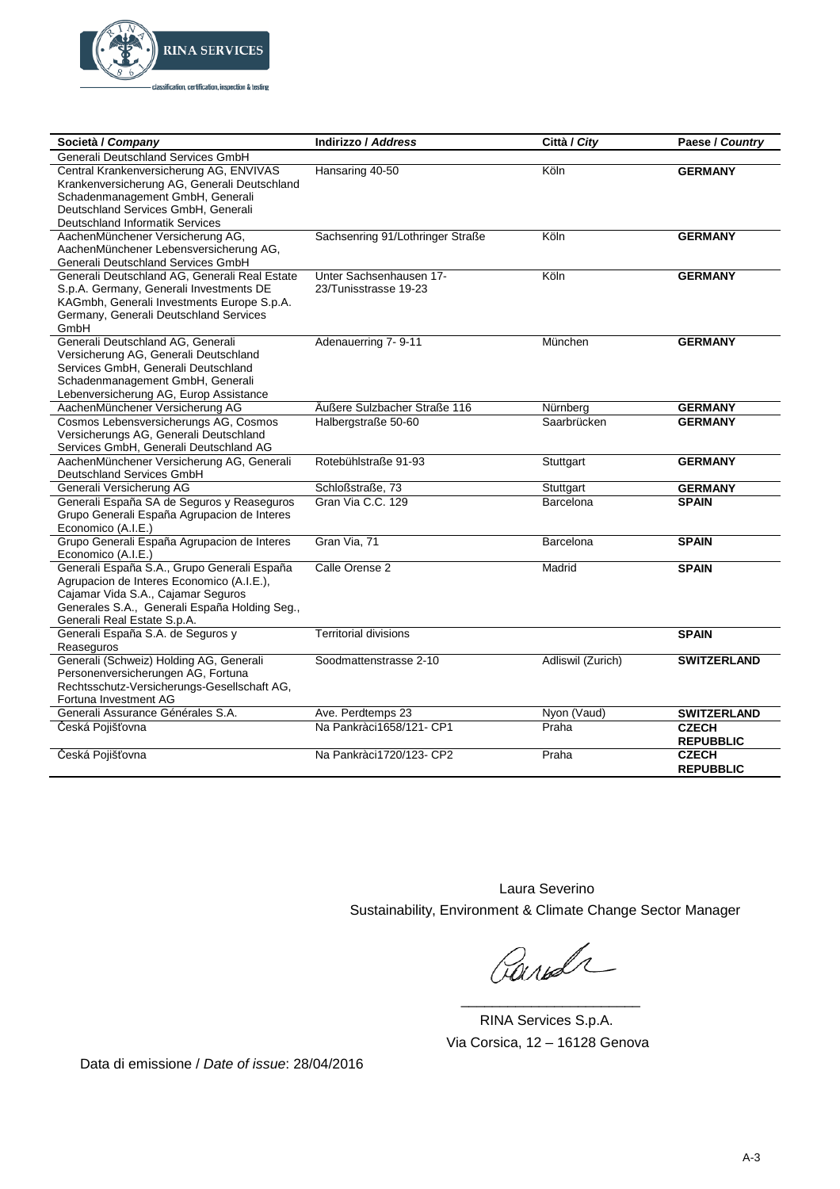| Società / *Company* | Indirizzo / *Address* | Città / *City* | Paese / *Country* |
|---|---|---|---|
| Generali Deutschland Services GmbH | | | |
| Central Krankenversicherung AG, ENVIVAS Krankenversicherung AG, Generali Deutschland Schadenmanagement GmbH, Generali Deutschland Services GmbH, Generali Deutschland Informatik Services | Hansaring 40-50 | Köln | **GERMANY** |
| AachenMünchener Versicherung AG, AachenMünchener Lebensversicherung AG, Generali Deutschland Services GmbH | Sachsenring 91/Lothringer Straße | Köln | **GERMANY** |
| Generali Deutschland AG, Generali Real Estate S.p.A. Germany, Generali Investments DE KAGmbh, Generali Investments Europe S.p.A. Germany, Generali Deutschland Services GmbH | Unter Sachsenhausen 17-23/Tunisstrasse 19-23 | Köln | **GERMANY** |
| Generali Deutschland AG, Generali Versicherung AG, Generali Deutschland Services GmbH, Generali Deutschland Schadenmanagement GmbH, Generali Lebenversicherung AG, Europ Assistance | Adenauerring 7- 9-11 | München | **GERMANY** |
| AachenMünchener Versicherung AG | Äußere Sulzbacher Straße 116 | Nürnberg | **GERMANY** |
| Cosmos Lebensversicherungs AG, Cosmos Versicherungs AG, Generali Deutschland Services GmbH, Generali Deutschland AG | Halbergstraße 50-60 | Saarbrücken | **GERMANY** |
| AachenMünchener Versicherung AG, Generali Deutschland Services GmbH | Rotebühlstraße 91-93 | Stuttgart | **GERMANY** |
| Generali Versicherung AG | Schloßstraße, 73 | Stuttgart | **GERMANY** |
| Generali España SA de Seguros y Reaseguros Grupo Generali España Agrupacion de Interes Economico (A.I.E.) | Gran Via C.C. 129 | Barcelona | **SPAIN** |
| Grupo Generali España Agrupacion de Interes Economico (A.I.E.) | Gran Via, 71 | Barcelona | **SPAIN** |
| Generali España S.A., Grupo Generali España Agrupacion de Interes Economico (A.I.E.), Cajamar Vida S.A., Cajamar Seguros Generales S.A., Generali España Holding Seg., Generali Real Estate S.p.A. | Calle Orense 2 | Madrid | **SPAIN** |
| Generali España S.A. de Seguros y Reaseguros | Territorial divisions | | **SPAIN** |
| Generali (Schweiz) Holding AG, Generali Personenversicherungen AG, Fortuna Rechtsschutz-Versicherungs-Gesellschaft AG, Fortuna Investment AG | Soodmattenstrasse 2-10 | Adliswil (Zurich) | **SWITZERLAND** |
| Generali Assurance Générales S.A. | Ave. Perdtemps 23 | Nyon (Vaud) | **SWITZERLAND** |
| Česká Pojišťovna | Na Pankràci1658/121- CP1 | Praha | **CZECH REPUBBLIC** |
| Česká Pojišťovna | Na Pankràci1720/123- CP2 | Praha | **CZECH REPUBBLIC** |

Laura Severino
Sustainability, Environment & Climate Change Sector Manager

RINA Services S.p.A.
Via Corsica, 12 – 16128 Genova

Data di emissione / *Date of issue*: 28/04/2016